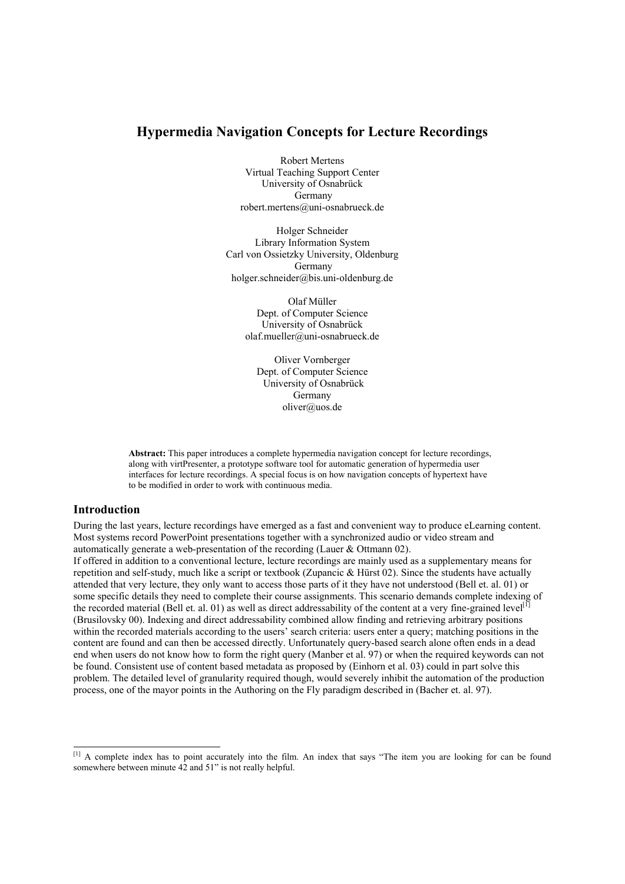# Hypermedia Navigation Concepts for Lecture Recordings

Robert Mertens
Virtual Teaching Support Center
University of Osnabrück
Germany
robert.mertens@uni-osnabrueck.de

Holger Schneider
Library Information System
Carl von Ossietzky University, Oldenburg
Germany
holger.schneider@bis.uni-oldenburg.de

Olaf Müller
Dept. of Computer Science
University of Osnabrück
olaf.mueller@uni-osnabrueck.de

Oliver Vornberger
Dept. of Computer Science
University of Osnabrück
Germany
oliver@uos.de

**Abstract:** This paper introduces a complete hypermedia navigation concept for lecture recordings, along with virtPresenter, a prototype software tool for automatic generation of hypermedia user interfaces for lecture recordings. A special focus is on how navigation concepts of hypertext have to be modified in order to work with continuous media.

## Introduction

During the last years, lecture recordings have emerged as a fast and convenient way to produce eLearning content. Most systems record PowerPoint presentations together with a synchronized audio or video stream and automatically generate a web-presentation of the recording (Lauer & Ottmann 02).
If offered in addition to a conventional lecture, lecture recordings are mainly used as a supplementary means for repetition and self-study, much like a script or textbook (Zupancic & Hürst 02). Since the students have actually attended that very lecture, they only want to access those parts of it they have not understood (Bell et. al. 01) or some specific details they need to complete their course assignments. This scenario demands complete indexing of the recorded material (Bell et. al. 01) as well as direct addressability of the content at a very fine-grained level[1] (Brusilovsky 00). Indexing and direct addressability combined allow finding and retrieving arbitrary positions within the recorded materials according to the users' search criteria: users enter a query; matching positions in the content are found and can then be accessed directly. Unfortunately query-based search alone often ends in a dead end when users do not know how to form the right query (Manber et al. 97) or when the required keywords can not be found. Consistent use of content based metadata as proposed by (Einhorn et al. 03) could in part solve this problem. The detailed level of granularity required though, would severely inhibit the automation of the production process, one of the mayor points in the Authoring on the Fly paradigm described in (Bacher et. al. 97).

[1] A complete index has to point accurately into the film. An index that says "The item you are looking for can be found somewhere between minute 42 and 51" is not really helpful.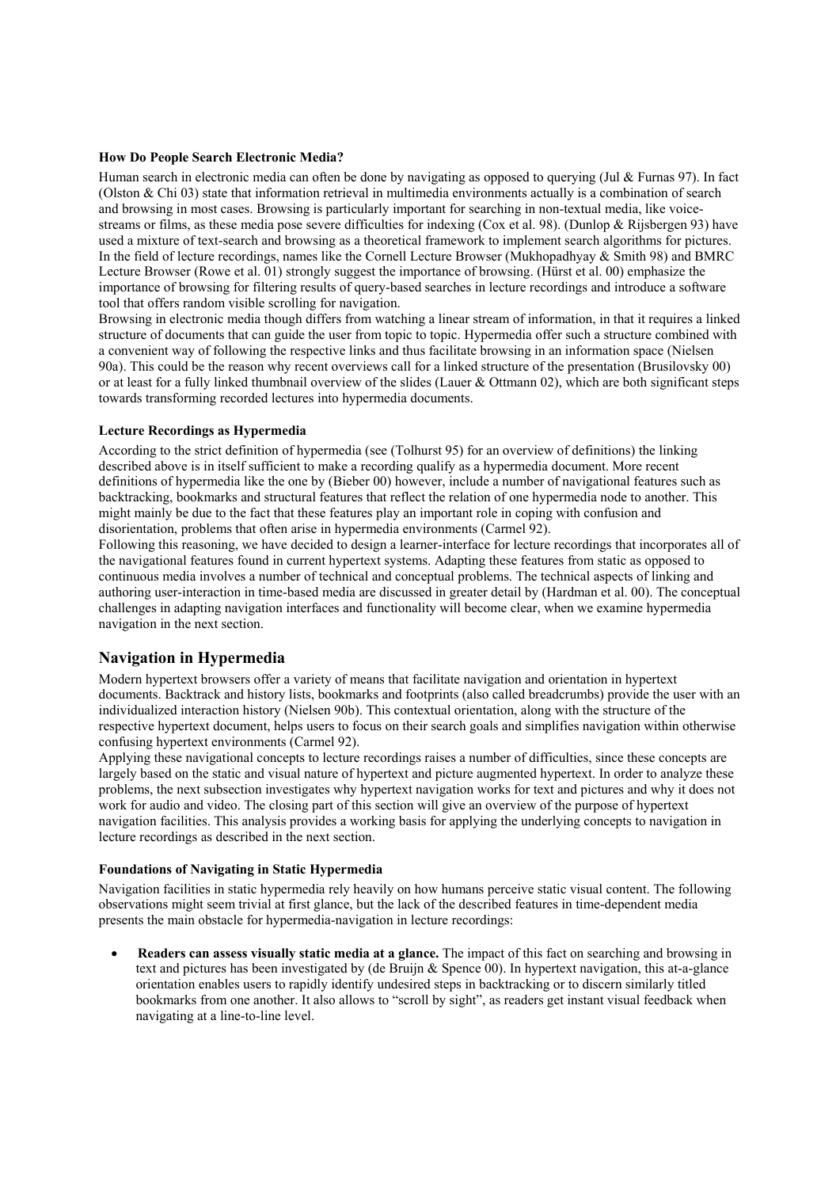### How Do People Search Electronic Media?

Human search in electronic media can often be done by navigating as opposed to querying (Jul & Furnas 97). In fact (Olston & Chi 03) state that information retrieval in multimedia environments actually is a combination of search and browsing in most cases. Browsing is particularly important for searching in non-textual media, like voice-streams or films, as these media pose severe difficulties for indexing (Cox et al. 98). (Dunlop & Rijsbergen 93) have used a mixture of text-search and browsing as a theoretical framework to implement search algorithms for pictures. In the field of lecture recordings, names like the Cornell Lecture Browser (Mukhopadhyay & Smith 98) and BMRC Lecture Browser (Rowe et al. 01) strongly suggest the importance of browsing. (Hürst et al. 00) emphasize the importance of browsing for filtering results of query-based searches in lecture recordings and introduce a software tool that offers random visible scrolling for navigation.

Browsing in electronic media though differs from watching a linear stream of information, in that it requires a linked structure of documents that can guide the user from topic to topic. Hypermedia offer such a structure combined with a convenient way of following the respective links and thus facilitate browsing in an information space (Nielsen 90a). This could be the reason why recent overviews call for a linked structure of the presentation (Brusilovsky 00) or at least for a fully linked thumbnail overview of the slides (Lauer & Ottmann 02), which are both significant steps towards transforming recorded lectures into hypermedia documents.

### Lecture Recordings as Hypermedia

According to the strict definition of hypermedia (see (Tolhurst 95) for an overview of definitions) the linking described above is in itself sufficient to make a recording qualify as a hypermedia document. More recent definitions of hypermedia like the one by (Bieber 00) however, include a number of navigational features such as backtracking, bookmarks and structural features that reflect the relation of one hypermedia node to another. This might mainly be due to the fact that these features play an important role in coping with confusion and disorientation, problems that often arise in hypermedia environments (Carmel 92).

Following this reasoning, we have decided to design a learner-interface for lecture recordings that incorporates all of the navigational features found in current hypertext systems. Adapting these features from static as opposed to continuous media involves a number of technical and conceptual problems. The technical aspects of linking and authoring user-interaction in time-based media are discussed in greater detail by (Hardman et al. 00). The conceptual challenges in adapting navigation interfaces and functionality will become clear, when we examine hypermedia navigation in the next section.

## Navigation in Hypermedia

Modern hypertext browsers offer a variety of means that facilitate navigation and orientation in hypertext documents. Backtrack and history lists, bookmarks and footprints (also called breadcrumbs) provide the user with an individualized interaction history (Nielsen 90b). This contextual orientation, along with the structure of the respective hypertext document, helps users to focus on their search goals and simplifies navigation within otherwise confusing hypertext environments (Carmel 92).

Applying these navigational concepts to lecture recordings raises a number of difficulties, since these concepts are largely based on the static and visual nature of hypertext and picture augmented hypertext. In order to analyze these problems, the next subsection investigates why hypertext navigation works for text and pictures and why it does not work for audio and video. The closing part of this section will give an overview of the purpose of hypertext navigation facilities. This analysis provides a working basis for applying the underlying concepts to navigation in lecture recordings as described in the next section.

### Foundations of Navigating in Static Hypermedia

Navigation facilities in static hypermedia rely heavily on how humans perceive static visual content. The following observations might seem trivial at first glance, but the lack of the described features in time-dependent media presents the main obstacle for hypermedia-navigation in lecture recordings:

- **Readers can assess visually static media at a glance.** The impact of this fact on searching and browsing in text and pictures has been investigated by (de Bruijn & Spence 00). In hypertext navigation, this at-a-glance orientation enables users to rapidly identify undesired steps in backtracking or to discern similarly titled bookmarks from one another. It also allows to "scroll by sight", as readers get instant visual feedback when navigating at a line-to-line level.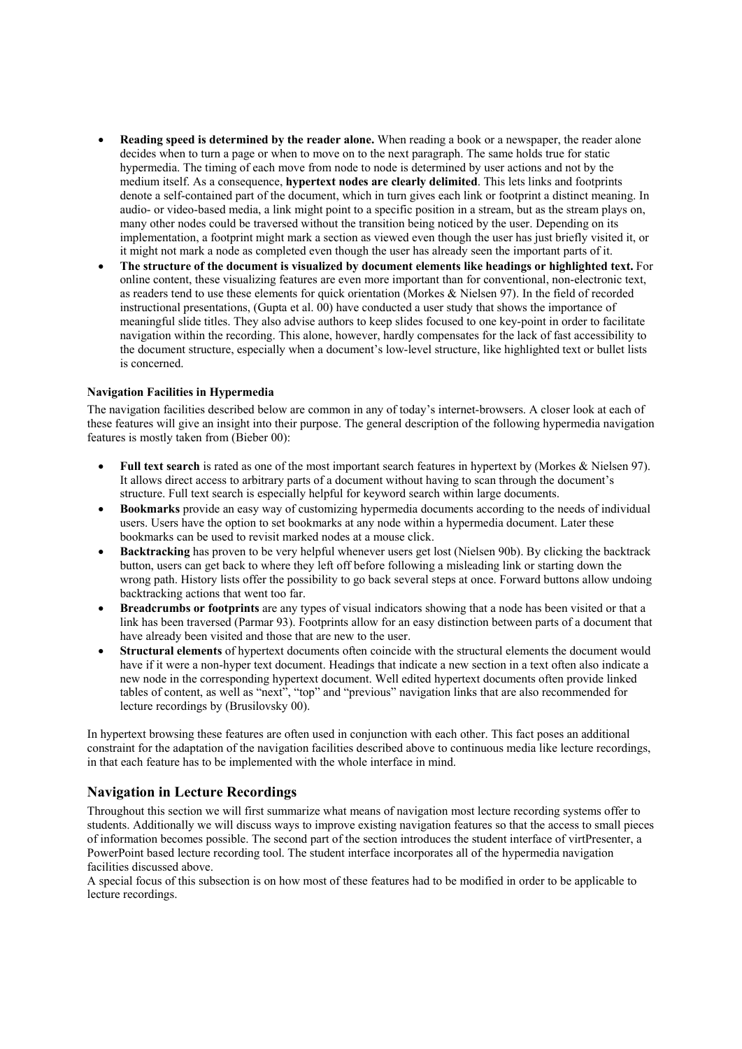- **Reading speed is determined by the reader alone.** When reading a book or a newspaper, the reader alone decides when to turn a page or when to move on to the next paragraph. The same holds true for static hypermedia. The timing of each move from node to node is determined by user actions and not by the medium itself. As a consequence, **hypertext nodes are clearly delimited**. This lets links and footprints denote a self-contained part of the document, which in turn gives each link or footprint a distinct meaning. In audio- or video-based media, a link might point to a specific position in a stream, but as the stream plays on, many other nodes could be traversed without the transition being noticed by the user. Depending on its implementation, a footprint might mark a section as viewed even though the user has just briefly visited it, or it might not mark a node as completed even though the user has already seen the important parts of it.
- **The structure of the document is visualized by document elements like headings or highlighted text.** For online content, these visualizing features are even more important than for conventional, non-electronic text, as readers tend to use these elements for quick orientation (Morkes & Nielsen 97). In the field of recorded instructional presentations, (Gupta et al. 00) have conducted a user study that shows the importance of meaningful slide titles. They also advise authors to keep slides focused to one key-point in order to facilitate navigation within the recording. This alone, however, hardly compensates for the lack of fast accessibility to the document structure, especially when a document's low-level structure, like highlighted text or bullet lists is concerned.

#### Navigation Facilities in Hypermedia

The navigation facilities described below are common in any of today's internet-browsers. A closer look at each of these features will give an insight into their purpose. The general description of the following hypermedia navigation features is mostly taken from (Bieber 00):

- **Full text search** is rated as one of the most important search features in hypertext by (Morkes & Nielsen 97). It allows direct access to arbitrary parts of a document without having to scan through the document's structure. Full text search is especially helpful for keyword search within large documents.
- **Bookmarks** provide an easy way of customizing hypermedia documents according to the needs of individual users. Users have the option to set bookmarks at any node within a hypermedia document. Later these bookmarks can be used to revisit marked nodes at a mouse click.
- **Backtracking** has proven to be very helpful whenever users get lost (Nielsen 90b). By clicking the backtrack button, users can get back to where they left off before following a misleading link or starting down the wrong path. History lists offer the possibility to go back several steps at once. Forward buttons allow undoing backtracking actions that went too far.
- **Breadcrumbs or footprints** are any types of visual indicators showing that a node has been visited or that a link has been traversed (Parmar 93). Footprints allow for an easy distinction between parts of a document that have already been visited and those that are new to the user.
- **Structural elements** of hypertext documents often coincide with the structural elements the document would have if it were a non-hyper text document. Headings that indicate a new section in a text often also indicate a new node in the corresponding hypertext document. Well edited hypertext documents often provide linked tables of content, as well as "next", "top" and "previous" navigation links that are also recommended for lecture recordings by (Brusilovsky 00).

In hypertext browsing these features are often used in conjunction with each other. This fact poses an additional constraint for the adaptation of the navigation facilities described above to continuous media like lecture recordings, in that each feature has to be implemented with the whole interface in mind.

## Navigation in Lecture Recordings

Throughout this section we will first summarize what means of navigation most lecture recording systems offer to students. Additionally we will discuss ways to improve existing navigation features so that the access to small pieces of information becomes possible. The second part of the section introduces the student interface of virtPresenter, a PowerPoint based lecture recording tool. The student interface incorporates all of the hypermedia navigation facilities discussed above.
A special focus of this subsection is on how most of these features had to be modified in order to be applicable to lecture recordings.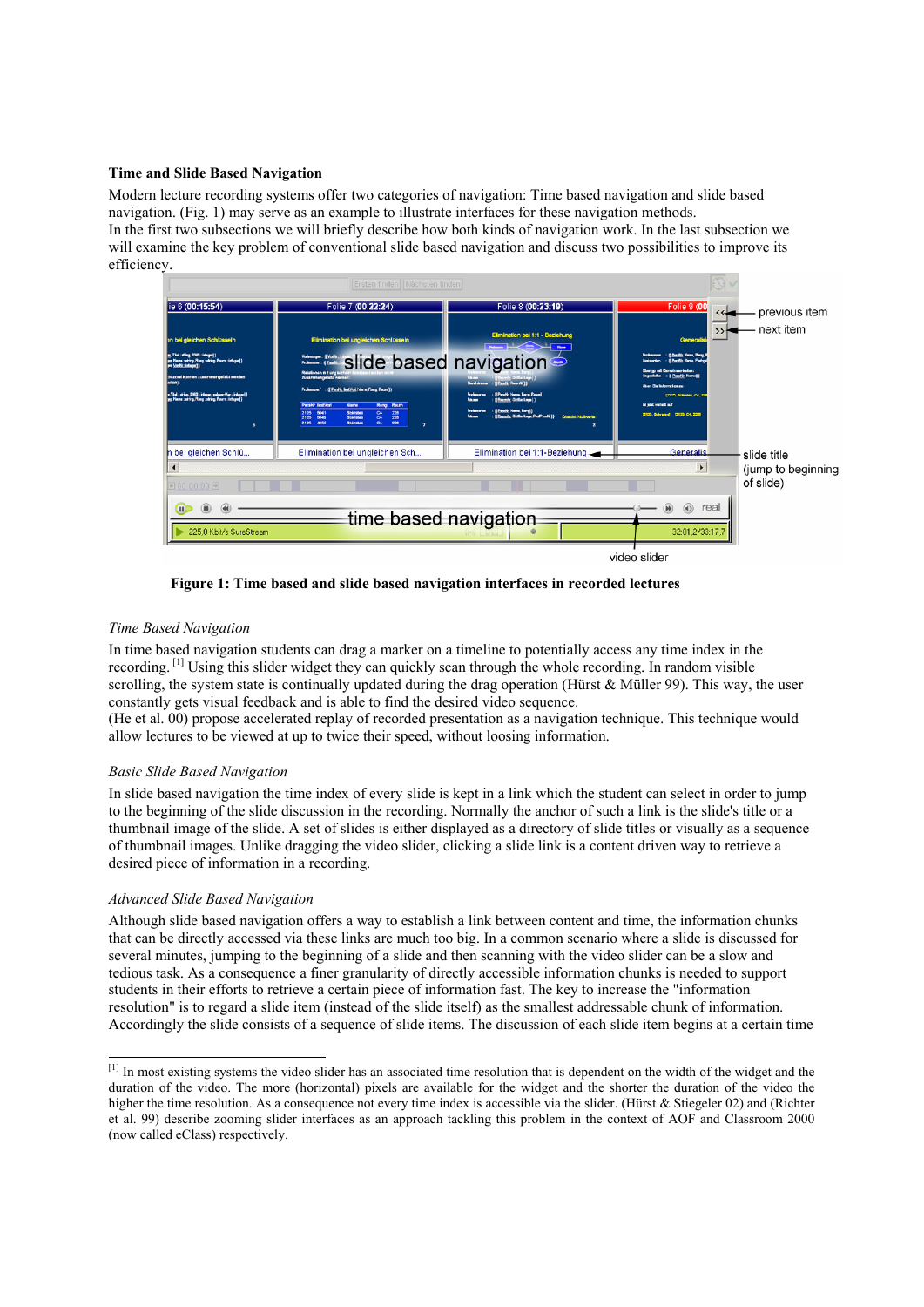### Time and Slide Based Navigation

Modern lecture recording systems offer two categories of navigation: Time based navigation and slide based navigation. (Fig. 1) may serve as an example to illustrate interfaces for these navigation methods.
In the first two subsections we will briefly describe how both kinds of navigation work. In the last subsection we will examine the key problem of conventional slide based navigation and discuss two possibilities to improve its efficiency.

**Figure 1: Time based and slide based navigation interfaces in recorded lectures**

#### *Time Based Navigation*

In time based navigation students can drag a marker on a timeline to potentially access any time index in the recording. [1] Using this slider widget they can quickly scan through the whole recording. In random visible scrolling, the system state is continually updated during the drag operation (Hürst & Müller 99). This way, the user constantly gets visual feedback and is able to find the desired video sequence.
(He et al. 00) propose accelerated replay of recorded presentation as a navigation technique. This technique would allow lectures to be viewed at up to twice their speed, without loosing information.

#### *Basic Slide Based Navigation*

In slide based navigation the time index of every slide is kept in a link which the student can select in order to jump to the beginning of the slide discussion in the recording. Normally the anchor of such a link is the slide's title or a thumbnail image of the slide. A set of slides is either displayed as a directory of slide titles or visually as a sequence of thumbnail images. Unlike dragging the video slider, clicking a slide link is a content driven way to retrieve a desired piece of information in a recording.

#### *Advanced Slide Based Navigation*

Although slide based navigation offers a way to establish a link between content and time, the information chunks that can be directly accessed via these links are much too big. In a common scenario where a slide is discussed for several minutes, jumping to the beginning of a slide and then scanning with the video slider can be a slow and tedious task. As a consequence a finer granularity of directly accessible information chunks is needed to support students in their efforts to retrieve a certain piece of information fast. The key to increase the "information resolution" is to regard a slide item (instead of the slide itself) as the smallest addressable chunk of information. Accordingly the slide consists of a sequence of slide items. The discussion of each slide item begins at a certain time

---

[1] In most existing systems the video slider has an associated time resolution that is dependent on the width of the widget and the duration of the video. The more (horizontal) pixels are available for the widget and the shorter the duration of the video the higher the time resolution. As a consequence not every time index is accessible via the slider. (Hürst & Stiegeler 02) and (Richter et al. 99) describe zooming slider interfaces as an approach tackling this problem in the context of AOF and Classroom 2000 (now called eClass) respectively.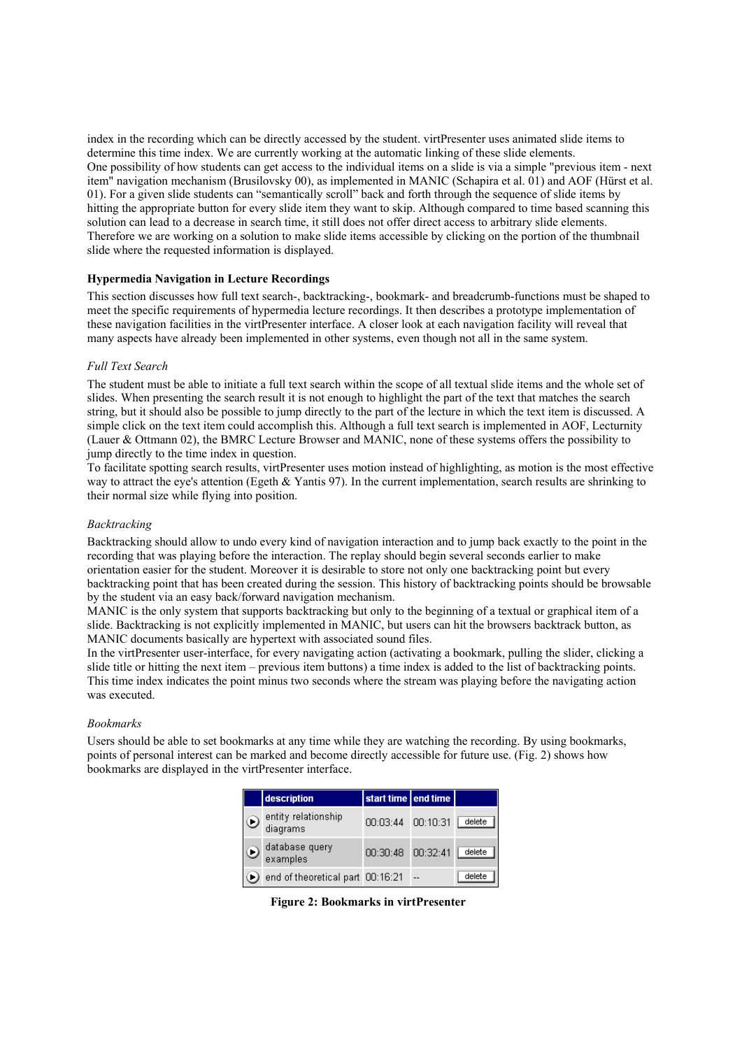index in the recording which can be directly accessed by the student. virtPresenter uses animated slide items to determine this time index. We are currently working at the automatic linking of these slide elements.
One possibility of how students can get access to the individual items on a slide is via a simple "previous item - next item" navigation mechanism (Brusilovsky 00), as implemented in MANIC (Schapira et al. 01) and AOF (Hürst et al. 01). For a given slide students can "semantically scroll" back and forth through the sequence of slide items by hitting the appropriate button for every slide item they want to skip. Although compared to time based scanning this solution can lead to a decrease in search time, it still does not offer direct access to arbitrary slide elements. Therefore we are working on a solution to make slide items accessible by clicking on the portion of the thumbnail slide where the requested information is displayed.

### Hypermedia Navigation in Lecture Recordings

This section discusses how full text search-, backtracking-, bookmark- and breadcrumb-functions must be shaped to meet the specific requirements of hypermedia lecture recordings. It then describes a prototype implementation of these navigation facilities in the virtPresenter interface. A closer look at each navigation facility will reveal that many aspects have already been implemented in other systems, even though not all in the same system.

#### *Full Text Search*

The student must be able to initiate a full text search within the scope of all textual slide items and the whole set of slides. When presenting the search result it is not enough to highlight the part of the text that matches the search string, but it should also be possible to jump directly to the part of the lecture in which the text item is discussed. A simple click on the text item could accomplish this. Although a full text search is implemented in AOF, Lecturnity (Lauer & Ottmann 02), the BMRC Lecture Browser and MANIC, none of these systems offers the possibility to jump directly to the time index in question.
To facilitate spotting search results, virtPresenter uses motion instead of highlighting, as motion is the most effective way to attract the eye's attention (Egeth & Yantis 97). In the current implementation, search results are shrinking to their normal size while flying into position.

#### *Backtracking*

Backtracking should allow to undo every kind of navigation interaction and to jump back exactly to the point in the recording that was playing before the interaction. The replay should begin several seconds earlier to make orientation easier for the student. Moreover it is desirable to store not only one backtracking point but every backtracking point that has been created during the session. This history of backtracking points should be browsable by the student via an easy back/forward navigation mechanism.
MANIC is the only system that supports backtracking but only to the beginning of a textual or graphical item of a slide. Backtracking is not explicitly implemented in MANIC, but users can hit the browsers backtrack button, as MANIC documents basically are hypertext with associated sound files.
In the virtPresenter user-interface, for every navigating action (activating a bookmark, pulling the slider, clicking a slide title or hitting the next item – previous item buttons) a time index is added to the list of backtracking points. This time index indicates the point minus two seconds where the stream was playing before the navigating action was executed.

#### *Bookmarks*

Users should be able to set bookmarks at any time while they are watching the recording. By using bookmarks, points of personal interest can be marked and become directly accessible for future use. (Fig. 2) shows how bookmarks are displayed in the virtPresenter interface.

| | description | start time | end time | |
|---|---|---|---|---|
| ▶ | entity relationship diagrams | 00:03:44 | 00:10:31 | delete |
| ▶ | database query examples | 00:30:48 | 00:32:41 | delete |
| ▶ | end of theoretical part | 00:16:21 | -- | delete |

**Figure 2: Bookmarks in virtPresenter**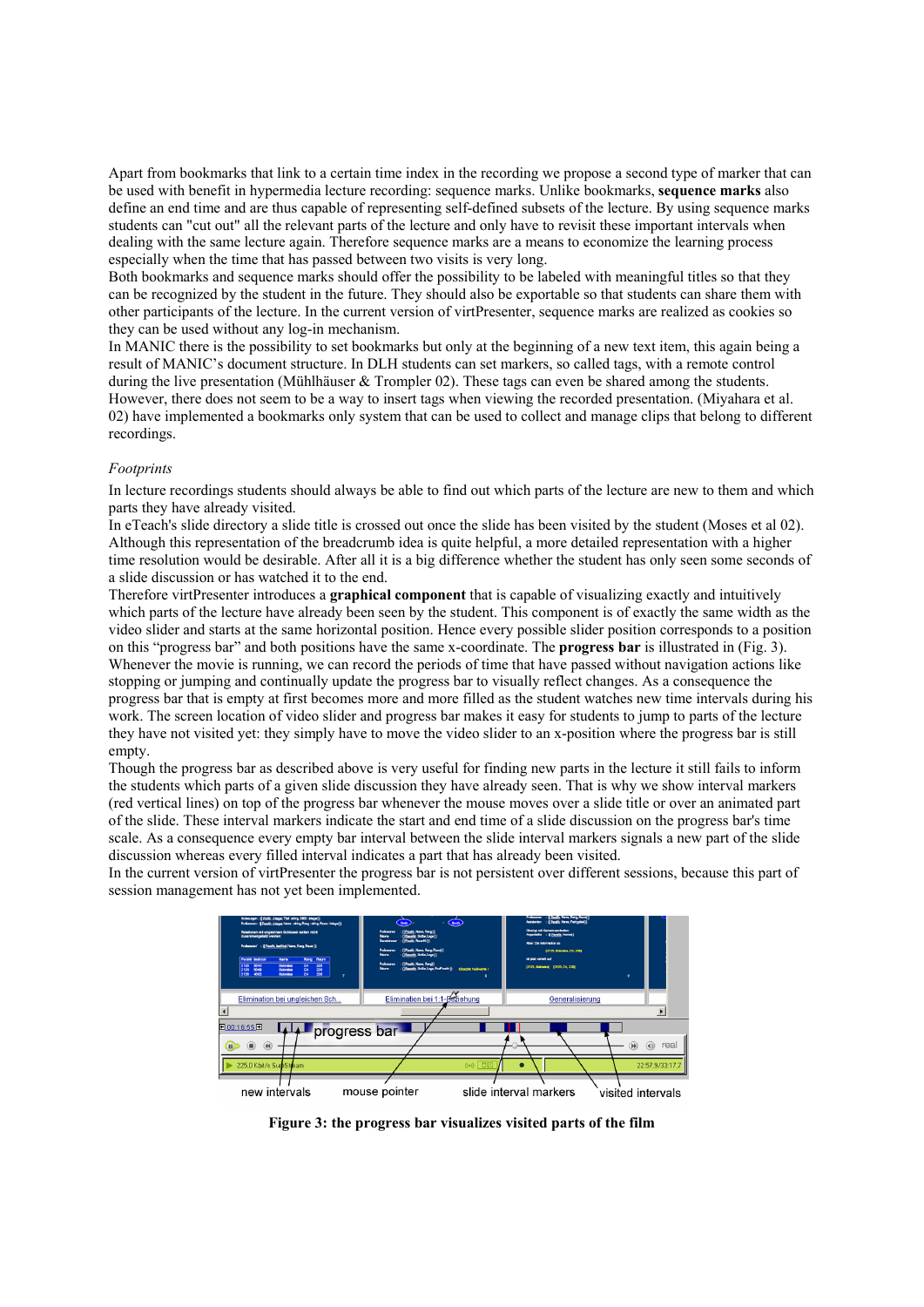Apart from bookmarks that link to a certain time index in the recording we propose a second type of marker that can be used with benefit in hypermedia lecture recording: sequence marks. Unlike bookmarks, **sequence marks** also define an end time and are thus capable of representing self-defined subsets of the lecture. By using sequence marks students can "cut out" all the relevant parts of the lecture and only have to revisit these important intervals when dealing with the same lecture again. Therefore sequence marks are a means to economize the learning process especially when the time that has passed between two visits is very long.

Both bookmarks and sequence marks should offer the possibility to be labeled with meaningful titles so that they can be recognized by the student in the future. They should also be exportable so that students can share them with other participants of the lecture. In the current version of virtPresenter, sequence marks are realized as cookies so they can be used without any log-in mechanism.

In MANIC there is the possibility to set bookmarks but only at the beginning of a new text item, this again being a result of MANIC's document structure. In DLH students can set markers, so called tags, with a remote control during the live presentation (Mühlhäuser & Trompler 02). These tags can even be shared among the students. However, there does not seem to be a way to insert tags when viewing the recorded presentation. (Miyahara et al. 02) have implemented a bookmarks only system that can be used to collect and manage clips that belong to different recordings.

*Footprints*

In lecture recordings students should always be able to find out which parts of the lecture are new to them and which parts they have already visited.

In eTeach's slide directory a slide title is crossed out once the slide has been visited by the student (Moses et al 02). Although this representation of the breadcrumb idea is quite helpful, a more detailed representation with a higher time resolution would be desirable. After all it is a big difference whether the student has only seen some seconds of a slide discussion or has watched it to the end.

Therefore virtPresenter introduces a **graphical component** that is capable of visualizing exactly and intuitively which parts of the lecture have already been seen by the student. This component is of exactly the same width as the video slider and starts at the same horizontal position. Hence every possible slider position corresponds to a position on this "progress bar" and both positions have the same x-coordinate. The **progress bar** is illustrated in (Fig. 3). Whenever the movie is running, we can record the periods of time that have passed without navigation actions like stopping or jumping and continually update the progress bar to visually reflect changes. As a consequence the progress bar that is empty at first becomes more and more filled as the student watches new time intervals during his work. The screen location of video slider and progress bar makes it easy for students to jump to parts of the lecture they have not visited yet: they simply have to move the video slider to an x-position where the progress bar is still empty.

Though the progress bar as described above is very useful for finding new parts in the lecture it still fails to inform the students which parts of a given slide discussion they have already seen. That is why we show interval markers (red vertical lines) on top of the progress bar whenever the mouse moves over a slide title or over an animated part of the slide. These interval markers indicate the start and end time of a slide discussion on the progress bar's time scale. As a consequence every empty bar interval between the slide interval markers signals a new part of the slide discussion whereas every filled interval indicates a part that has already been visited.

In the current version of virtPresenter the progress bar is not persistent over different sessions, because this part of session management has not yet been implemented.

**Figure 3: the progress bar visualizes visited parts of the film**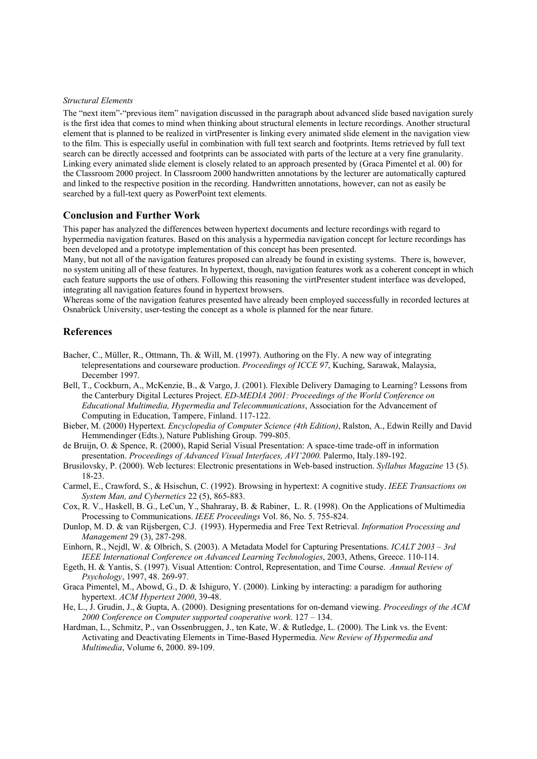*Structural Elements*

The “next item”-“previous item” navigation discussed in the paragraph about advanced slide based navigation surely is the first idea that comes to mind when thinking about structural elements in lecture recordings. Another structural element that is planned to be realized in virtPresenter is linking every animated slide element in the navigation view to the film. This is especially useful in combination with full text search and footprints. Items retrieved by full text search can be directly accessed and footprints can be associated with parts of the lecture at a very fine granularity. Linking every animated slide element is closely related to an approach presented by (Graca Pimentel et al. 00) for the Classroom 2000 project. In Classroom 2000 handwritten annotations by the lecturer are automatically captured and linked to the respective position in the recording. Handwritten annotations, however, can not as easily be searched by a full-text query as PowerPoint text elements.

## Conclusion and Further Work

This paper has analyzed the differences between hypertext documents and lecture recordings with regard to hypermedia navigation features. Based on this analysis a hypermedia navigation concept for lecture recordings has been developed and a prototype implementation of this concept has been presented.

Many, but not all of the navigation features proposed can already be found in existing systems. There is, however, no system uniting all of these features. In hypertext, though, navigation features work as a coherent concept in which each feature supports the use of others. Following this reasoning the virtPresenter student interface was developed, integrating all navigation features found in hypertext browsers.

Whereas some of the navigation features presented have already been employed successfully in recorded lectures at Osnabrück University, user-testing the concept as a whole is planned for the near future.

## References

Bacher, C., Müller, R., Ottmann, Th. & Will, M. (1997). Authoring on the Fly. A new way of integrating telepresentations and courseware production. *Proceedings of ICCE 97*, Kuching, Sarawak, Malaysia, December 1997.

Bell, T., Cockburn, A., McKenzie, B., & Vargo, J. (2001). Flexible Delivery Damaging to Learning? Lessons from the Canterbury Digital Lectures Project. *ED-MEDIA 2001: Proceedings of the World Conference on Educational Multimedia, Hypermedia and Telecommunications*, Association for the Advancement of Computing in Education, Tampere, Finland. 117-122.

Bieber, M. (2000) Hypertext. *Encyclopedia of Computer Science (4th Edition)*, Ralston, A., Edwin Reilly and David Hemmendinger (Edts.), Nature Publishing Group. 799-805.

de Bruijn, O. & Spence, R. (2000), Rapid Serial Visual Presentation: A space-time trade-off in information presentation. *Proceedings of Advanced Visual Interfaces, AVI'2000*. Palermo, Italy.189-192.

Brusilovsky, P. (2000). Web lectures: Electronic presentations in Web-based instruction. *Syllabus Magazine* 13 (5). 18-23.

Carmel, E., Crawford, S., & Hsischun, C. (1992). Browsing in hypertext: A cognitive study. *IEEE Transactions on System Man, and Cybernetics* 22 (5), 865-883.

Cox, R. V., Haskell, B. G., LeCun, Y., Shahraray, B. & Rabiner, L. R. (1998). On the Applications of Multimedia Processing to Communications. *IEEE Proceedings* Vol. 86, No. 5. 755-824.

Dunlop, M. D. & van Rijsbergen, C.J. (1993). Hypermedia and Free Text Retrieval. *Information Processing and Management* 29 (3), 287-298.

Einhorn, R., Nejdl, W. & Olbrich, S. (2003). A Metadata Model for Capturing Presentations. *ICALT 2003 – 3rd IEEE International Conference on Advanced Learning Technologies*, 2003, Athens, Greece. 110-114.

Egeth, H. & Yantis, S. (1997). Visual Attention: Control, Representation, and Time Course. *Annual Review of Psychology*, 1997, 48. 269-97.

Graca Pimentel, M., Abowd, G., D. & Ishiguro, Y. (2000). Linking by interacting: a paradigm for authoring hypertext. *ACM Hypertext 2000*, 39-48.

He, L., J. Grudin, J., & Gupta, A. (2000). Designing presentations for on-demand viewing. *Proceedings of the ACM 2000 Conference on Computer supported cooperative work*. 127 – 134.

Hardman, L., Schmitz, P., van Ossenbruggen, J., ten Kate, W. & Rutledge, L. (2000). The Link vs. the Event: Activating and Deactivating Elements in Time-Based Hypermedia. *New Review of Hypermedia and Multimedia*, Volume 6, 2000. 89-109.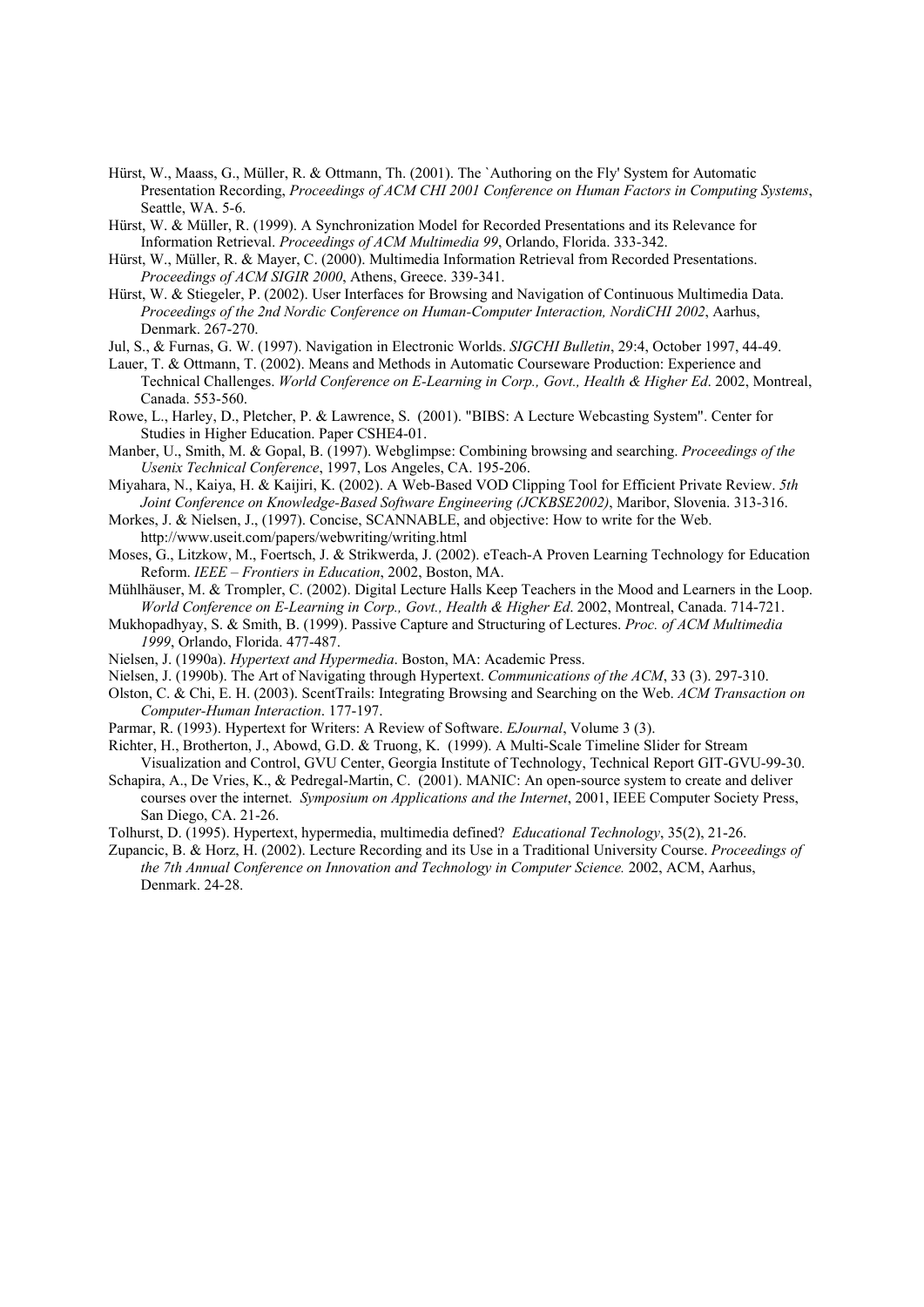Hürst, W., Maass, G., Müller, R. & Ottmann, Th. (2001). The `Authoring on the Fly' System for Automatic Presentation Recording, *Proceedings of ACM CHI 2001 Conference on Human Factors in Computing Systems*, Seattle, WA. 5-6.

Hürst, W. & Müller, R. (1999). A Synchronization Model for Recorded Presentations and its Relevance for Information Retrieval. *Proceedings of ACM Multimedia 99*, Orlando, Florida. 333-342.

Hürst, W., Müller, R. & Mayer, C. (2000). Multimedia Information Retrieval from Recorded Presentations. *Proceedings of ACM SIGIR 2000*, Athens, Greece. 339-341.

Hürst, W. & Stiegeler, P. (2002). User Interfaces for Browsing and Navigation of Continuous Multimedia Data. *Proceedings of the 2nd Nordic Conference on Human-Computer Interaction, NordiCHI 2002*, Aarhus, Denmark. 267-270.

Jul, S., & Furnas, G. W. (1997). Navigation in Electronic Worlds. *SIGCHI Bulletin*, 29:4, October 1997, 44-49.

Lauer, T. & Ottmann, T. (2002). Means and Methods in Automatic Courseware Production: Experience and Technical Challenges. *World Conference on E-Learning in Corp., Govt., Health & Higher Ed*. 2002, Montreal, Canada. 553-560.

Rowe, L., Harley, D., Pletcher, P. & Lawrence, S. (2001). "BIBS: A Lecture Webcasting System". Center for Studies in Higher Education. Paper CSHE4-01.

Manber, U., Smith, M. & Gopal, B. (1997). Webglimpse: Combining browsing and searching. *Proceedings of the Usenix Technical Conference*, 1997, Los Angeles, CA. 195-206.

Miyahara, N., Kaiya, H. & Kaijiri, K. (2002). A Web-Based VOD Clipping Tool for Efficient Private Review. *5th Joint Conference on Knowledge-Based Software Engineering (JCKBSE2002)*, Maribor, Slovenia. 313-316.

Morkes, J. & Nielsen, J., (1997). Concise, SCANNABLE, and objective: How to write for the Web. http://www.useit.com/papers/webwriting/writing.html

Moses, G., Litzkow, M., Foertsch, J. & Strikwerda, J. (2002). eTeach-A Proven Learning Technology for Education Reform. *IEEE – Frontiers in Education*, 2002, Boston, MA.

Mühlhäuser, M. & Trompler, C. (2002). Digital Lecture Halls Keep Teachers in the Mood and Learners in the Loop. *World Conference on E-Learning in Corp., Govt., Health & Higher Ed*. 2002, Montreal, Canada. 714-721.

Mukhopadhyay, S. & Smith, B. (1999). Passive Capture and Structuring of Lectures. *Proc. of ACM Multimedia 1999*, Orlando, Florida. 477-487.

Nielsen, J. (1990a). *Hypertext and Hypermedia*. Boston, MA: Academic Press.

Nielsen, J. (1990b). The Art of Navigating through Hypertext. *Communications of the ACM*, 33 (3). 297-310.

Olston, C. & Chi, E. H. (2003). ScentTrails: Integrating Browsing and Searching on the Web. *ACM Transaction on Computer-Human Interaction*. 177-197.

Parmar, R. (1993). Hypertext for Writers: A Review of Software. *EJournal*, Volume 3 (3).

Richter, H., Brotherton, J., Abowd, G.D. & Truong, K. (1999). A Multi-Scale Timeline Slider for Stream Visualization and Control, GVU Center, Georgia Institute of Technology, Technical Report GIT-GVU-99-30.

Schapira, A., De Vries, K., & Pedregal-Martin, C. (2001). MANIC: An open-source system to create and deliver courses over the internet. *Symposium on Applications and the Internet*, 2001, IEEE Computer Society Press, San Diego, CA. 21-26.

Tolhurst, D. (1995). Hypertext, hypermedia, multimedia defined? *Educational Technology*, 35(2), 21-26.

Zupancic, B. & Horz, H. (2002). Lecture Recording and its Use in a Traditional University Course. *Proceedings of the 7th Annual Conference on Innovation and Technology in Computer Science.* 2002, ACM, Aarhus, Denmark. 24-28.